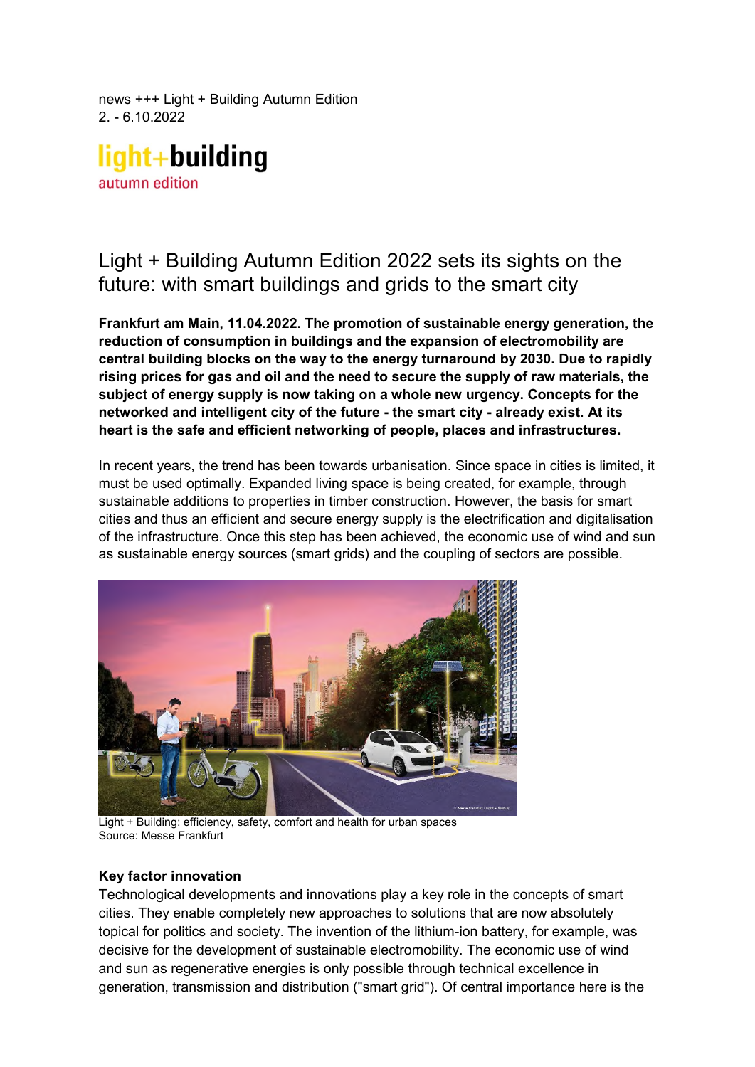news +++ Light + Building Autumn Edition
2. - 6.10.2022

light+building
autumn edition

# Light + Building Autumn Edition 2022 sets its sights on the future: with smart buildings and grids to the smart city

**Frankfurt am Main, 11.04.2022. The promotion of sustainable energy generation, the reduction of consumption in buildings and the expansion of electromobility are central building blocks on the way to the energy turnaround by 2030. Due to rapidly rising prices for gas and oil and the need to secure the supply of raw materials, the subject of energy supply is now taking on a whole new urgency. Concepts for the networked and intelligent city of the future - the smart city - already exist. At its heart is the safe and efficient networking of people, places and infrastructures.**

In recent years, the trend has been towards urbanisation. Since space in cities is limited, it must be used optimally. Expanded living space is being created, for example, through sustainable additions to properties in timber construction. However, the basis for smart cities and thus an efficient and secure energy supply is the electrification and digitalisation of the infrastructure. Once this step has been achieved, the economic use of wind and sun as sustainable energy sources (smart grids) and the coupling of sectors are possible.

Light + Building: efficiency, safety, comfort and health for urban spaces
Source: Messe Frankfurt

**Key factor innovation**
Technological developments and innovations play a key role in the concepts of smart cities. They enable completely new approaches to solutions that are now absolutely topical for politics and society. The invention of the lithium-ion battery, for example, was decisive for the development of sustainable electromobility. The economic use of wind and sun as regenerative energies is only possible through technical excellence in generation, transmission and distribution ("smart grid"). Of central importance here is the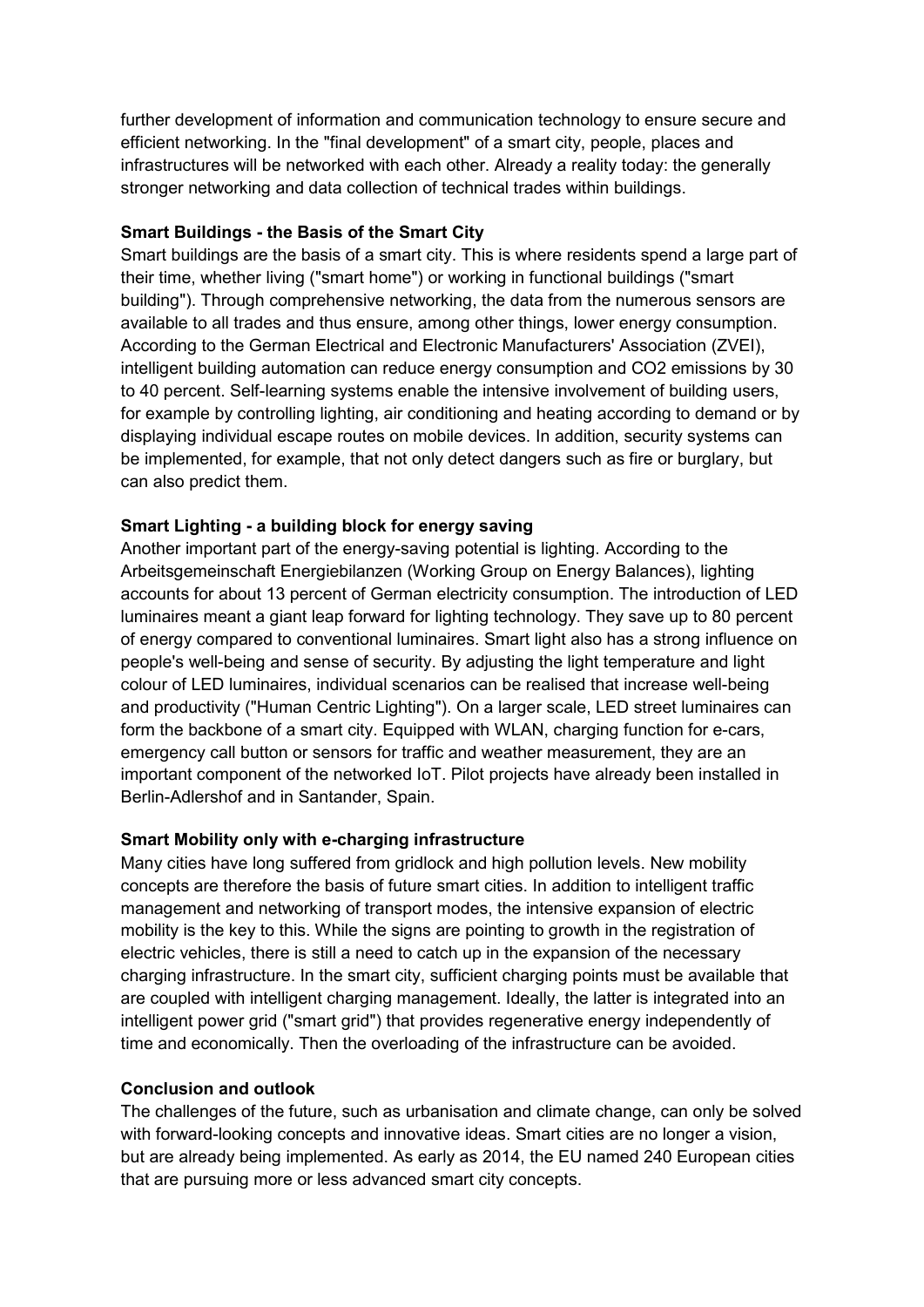further development of information and communication technology to ensure secure and efficient networking. In the "final development" of a smart city, people, places and infrastructures will be networked with each other. Already a reality today: the generally stronger networking and data collection of technical trades within buildings.

**Smart Buildings - the Basis of the Smart City**

Smart buildings are the basis of a smart city. This is where residents spend a large part of their time, whether living ("smart home") or working in functional buildings ("smart building"). Through comprehensive networking, the data from the numerous sensors are available to all trades and thus ensure, among other things, lower energy consumption. According to the German Electrical and Electronic Manufacturers' Association (ZVEI), intelligent building automation can reduce energy consumption and $CO_2$ emissions by 30 to 40 percent. Self-learning systems enable the intensive involvement of building users, for example by controlling lighting, air conditioning and heating according to demand or by displaying individual escape routes on mobile devices. In addition, security systems can be implemented, for example, that not only detect dangers such as fire or burglary, but can also predict them.

**Smart Lighting - a building block for energy saving**

Another important part of the energy-saving potential is lighting. According to the Arbeitsgemeinschaft Energiebilanzen (Working Group on Energy Balances), lighting accounts for about 13 percent of German electricity consumption. The introduction of LED luminaires meant a giant leap forward for lighting technology. They save up to 80 percent of energy compared to conventional luminaires. Smart light also has a strong influence on people's well-being and sense of security. By adjusting the light temperature and light colour of LED luminaires, individual scenarios can be realised that increase well-being and productivity ("Human Centric Lighting"). On a larger scale, LED street luminaires can form the backbone of a smart city. Equipped with WLAN, charging function for e-cars, emergency call button or sensors for traffic and weather measurement, they are an important component of the networked IoT. Pilot projects have already been installed in Berlin-Adlershof and in Santander, Spain.

**Smart Mobility only with e-charging infrastructure**

Many cities have long suffered from gridlock and high pollution levels. New mobility concepts are therefore the basis of future smart cities. In addition to intelligent traffic management and networking of transport modes, the intensive expansion of electric mobility is the key to this. While the signs are pointing to growth in the registration of electric vehicles, there is still a need to catch up in the expansion of the necessary charging infrastructure. In the smart city, sufficient charging points must be available that are coupled with intelligent charging management. Ideally, the latter is integrated into an intelligent power grid ("smart grid") that provides regenerative energy independently of time and economically. Then the overloading of the infrastructure can be avoided.

**Conclusion and outlook**

The challenges of the future, such as urbanisation and climate change, can only be solved with forward-looking concepts and innovative ideas. Smart cities are no longer a vision, but are already being implemented. As early as 2014, the EU named 240 European cities that are pursuing more or less advanced smart city concepts.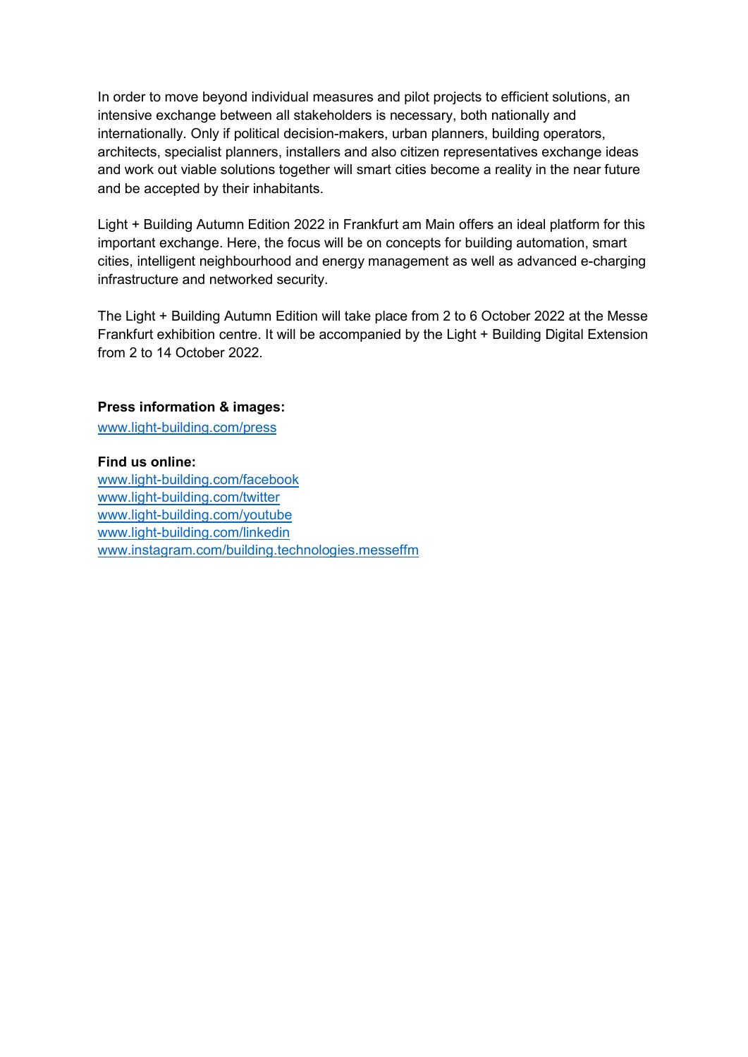In order to move beyond individual measures and pilot projects to efficient solutions, an intensive exchange between all stakeholders is necessary, both nationally and internationally. Only if political decision-makers, urban planners, building operators, architects, specialist planners, installers and also citizen representatives exchange ideas and work out viable solutions together will smart cities become a reality in the near future and be accepted by their inhabitants.

Light + Building Autumn Edition 2022 in Frankfurt am Main offers an ideal platform for this important exchange. Here, the focus will be on concepts for building automation, smart cities, intelligent neighbourhood and energy management as well as advanced e-charging infrastructure and networked security.

The Light + Building Autumn Edition will take place from 2 to 6 October 2022 at the Messe Frankfurt exhibition centre. It will be accompanied by the Light + Building Digital Extension from 2 to 14 October 2022.

**Press information & images:**
www.light-building.com/press

**Find us online:**
www.light-building.com/facebook
www.light-building.com/twitter
www.light-building.com/youtube
www.light-building.com/linkedin
www.instagram.com/building.technologies.messeffm